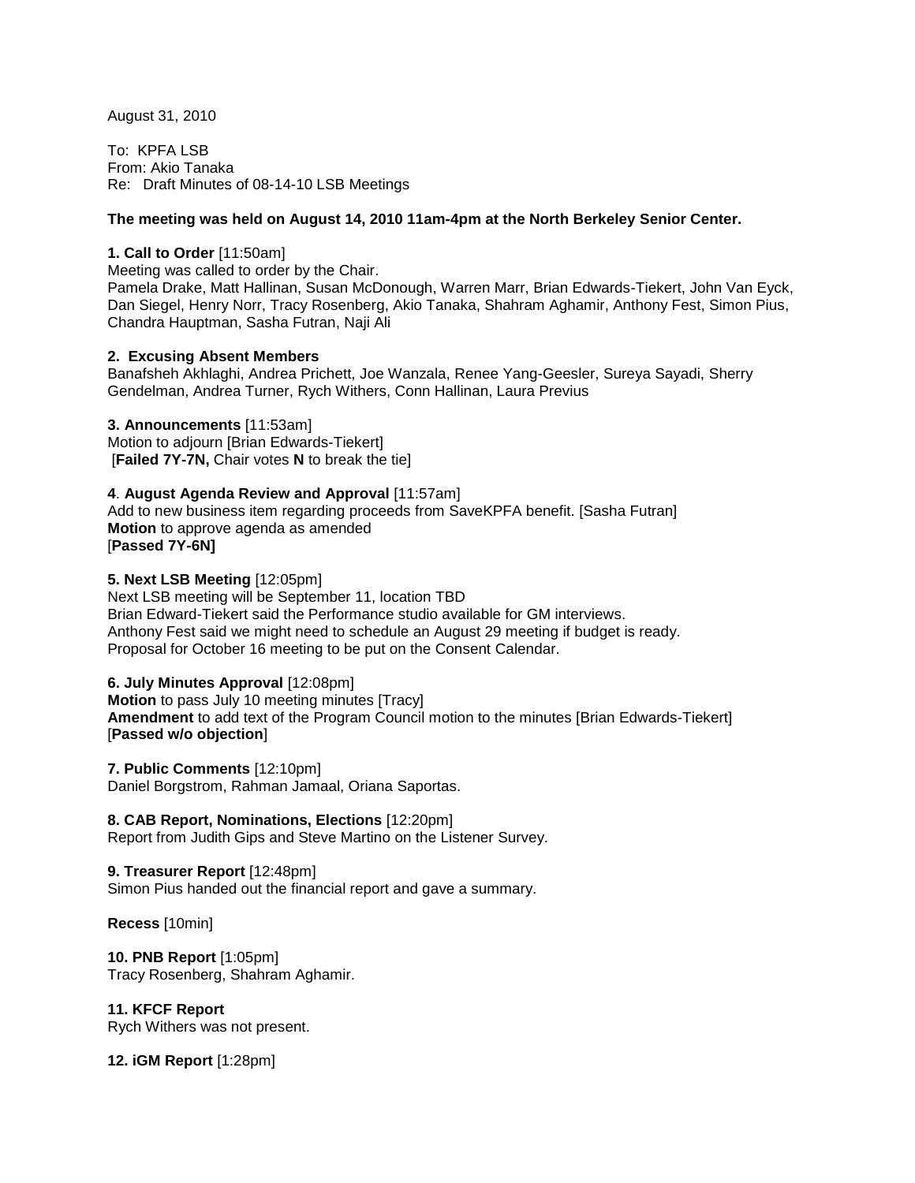August 31, 2010

To: KPFA LSB
From: Akio Tanaka
Re: Draft Minutes of 08-14-10 LSB Meetings

**The meeting was held on August 14, 2010 11am-4pm at the North Berkeley Senior Center.**

**1. Call to Order** [11:50am]
Meeting was called to order by the Chair.
Pamela Drake, Matt Hallinan, Susan McDonough, Warren Marr, Brian Edwards-Tiekert, John Van Eyck, Dan Siegel, Henry Norr, Tracy Rosenberg, Akio Tanaka, Shahram Aghamir, Anthony Fest, Simon Pius, Chandra Hauptman, Sasha Futran, Naji Ali

**2. Excusing Absent Members**
Banafsheh Akhlaghi, Andrea Prichett, Joe Wanzala, Renee Yang-Geesler, Sureya Sayadi, Sherry Gendelman, Andrea Turner, Rych Withers, Conn Hallinan, Laura Previus

**3. Announcements** [11:53am]
Motion to adjourn [Brian Edwards-Tiekert]
[**Failed 7Y-7N,** Chair votes **N** to break the tie]

**4**. **August Agenda Review and Approval** [11:57am]
Add to new business item regarding proceeds from SaveKPFA benefit. [Sasha Futran]
**Motion** to approve agenda as amended
[**Passed 7Y-6N]**

**5. Next LSB Meeting** [12:05pm]
Next LSB meeting will be September 11, location TBD
Brian Edward-Tiekert said the Performance studio available for GM interviews.
Anthony Fest said we might need to schedule an August 29 meeting if budget is ready.
Proposal for October 16 meeting to be put on the Consent Calendar.

**6. July Minutes Approval** [12:08pm]
**Motion** to pass July 10 meeting minutes [Tracy]
**Amendment** to add text of the Program Council motion to the minutes [Brian Edwards-Tiekert]
[**Passed w/o objection**]

**7. Public Comments** [12:10pm]
Daniel Borgstrom, Rahman Jamaal, Oriana Saportas.

**8. CAB Report, Nominations, Elections** [12:20pm]
Report from Judith Gips and Steve Martino on the Listener Survey.

**9. Treasurer Report** [12:48pm]
Simon Pius handed out the financial report and gave a summary.

**Recess** [10min]

**10. PNB Report** [1:05pm]
Tracy Rosenberg, Shahram Aghamir.

**11. KFCF Report**
Rych Withers was not present.

**12. iGM Report** [1:28pm]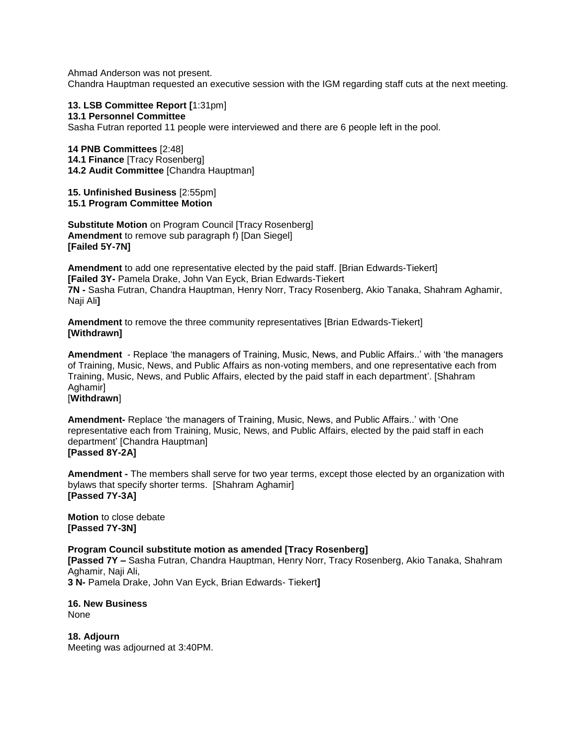Ahmad Anderson was not present.
Chandra Hauptman requested an executive session with the IGM regarding staff cuts at the next meeting.

**13. LSB Committee Report [**1:31pm]
**13.1 Personnel Committee**
Sasha Futran reported 11 people were interviewed and there are 6 people left in the pool.

**14 PNB Committees** [2:48]
**14.1 Finance** [Tracy Rosenberg]
**14.2 Audit Committee** [Chandra Hauptman]

**15. Unfinished Business** [2:55pm]
**15.1 Program Committee Motion**

**Substitute Motion** on Program Council [Tracy Rosenberg]
**Amendment** to remove sub paragraph f) [Dan Siegel]
**[Failed 5Y-7N]**

**Amendment** to add one representative elected by the paid staff. [Brian Edwards-Tiekert]
**[Failed 3Y-** Pamela Drake, John Van Eyck, Brian Edwards-Tiekert
**7N -** Sasha Futran, Chandra Hauptman, Henry Norr, Tracy Rosenberg, Akio Tanaka, Shahram Aghamir, Naji Ali**]**

**Amendment** to remove the three community representatives [Brian Edwards-Tiekert]
**[Withdrawn]**

**Amendment** - Replace 'the managers of Training, Music, News, and Public Affairs..' with 'the managers of Training, Music, News, and Public Affairs as non-voting members, and one representative each from Training, Music, News, and Public Affairs, elected by the paid staff in each department'. [Shahram Aghamir]
[**Withdrawn**]

**Amendment-** Replace 'the managers of Training, Music, News, and Public Affairs..' with 'One representative each from Training, Music, News, and Public Affairs, elected by the paid staff in each department' [Chandra Hauptman]
**[Passed 8Y-2A]**

**Amendment -** The members shall serve for two year terms, except those elected by an organization with bylaws that specify shorter terms. [Shahram Aghamir]
**[Passed 7Y-3A]**

**Motion** to close debate
**[Passed 7Y-3N]**

**Program Council substitute motion as amended [Tracy Rosenberg]**
**[Passed 7Y –** Sasha Futran, Chandra Hauptman, Henry Norr, Tracy Rosenberg, Akio Tanaka, Shahram Aghamir, Naji Ali,
**3 N-** Pamela Drake, John Van Eyck, Brian Edwards- Tiekert**]**

**16. New Business**
None

**18. Adjourn**
Meeting was adjourned at 3:40PM.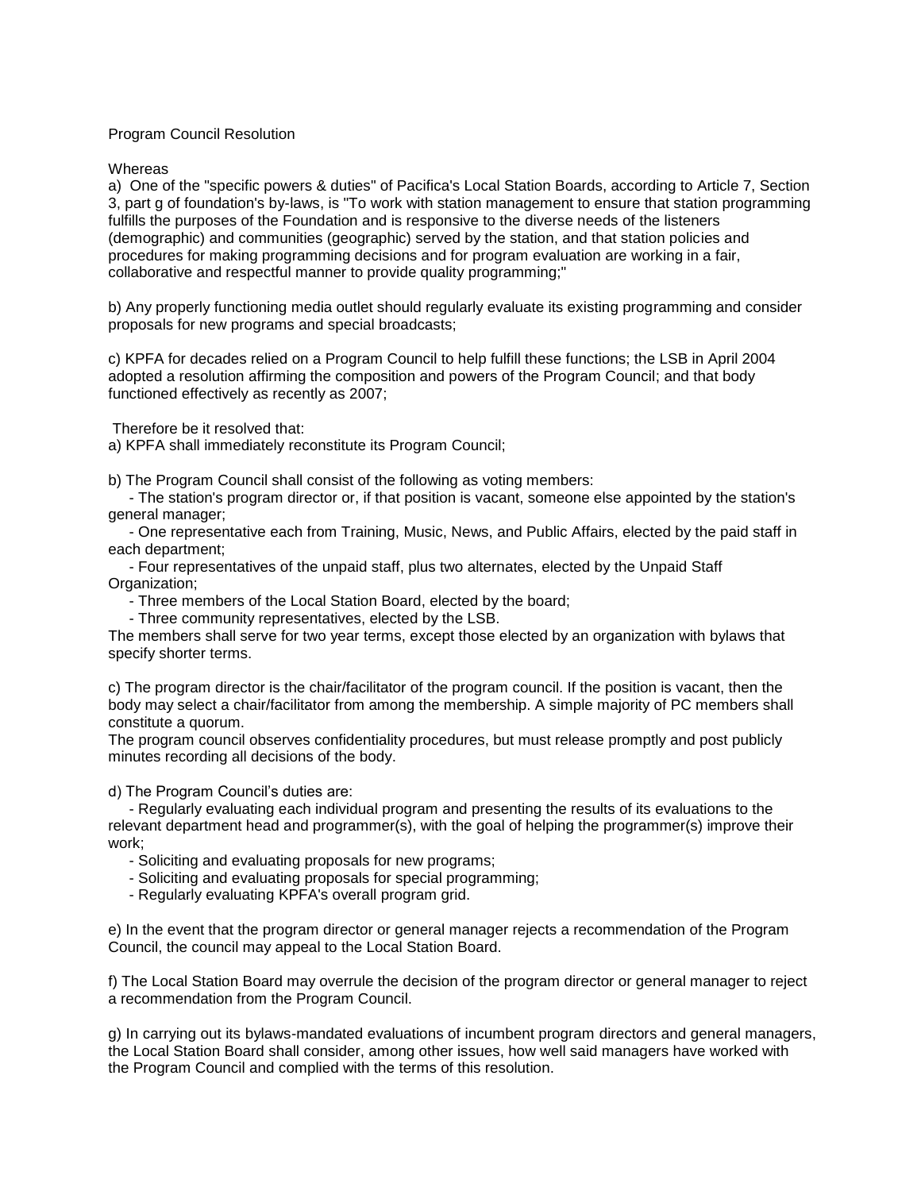Program Council Resolution

Whereas

a) One of the "specific powers & duties" of Pacifica's Local Station Boards, according to Article 7, Section 3, part g of foundation's by-laws, is "To work with station management to ensure that station programming fulfills the purposes of the Foundation and is responsive to the diverse needs of the listeners (demographic) and communities (geographic) served by the station, and that station policies and procedures for making programming decisions and for program evaluation are working in a fair, collaborative and respectful manner to provide quality programming;"

b) Any properly functioning media outlet should regularly evaluate its existing programming and consider proposals for new programs and special broadcasts;

c) KPFA for decades relied on a Program Council to help fulfill these functions; the LSB in April 2004 adopted a resolution affirming the composition and powers of the Program Council; and that body functioned effectively as recently as 2007;

Therefore be it resolved that:

a) KPFA shall immediately reconstitute its Program Council;

b) The Program Council shall consist of the following as voting members:

- The station's program director or, if that position is vacant, someone else appointed by the station's general manager;
- One representative each from Training, Music, News, and Public Affairs, elected by the paid staff in each department;
- Four representatives of the unpaid staff, plus two alternates, elected by the Unpaid Staff Organization;
- Three members of the Local Station Board, elected by the board;
- Three community representatives, elected by the LSB.

The members shall serve for two year terms, except those elected by an organization with bylaws that specify shorter terms.

c) The program director is the chair/facilitator of the program council. If the position is vacant, then the body may select a chair/facilitator from among the membership. A simple majority of PC members shall constitute a quorum.

The program council observes confidentiality procedures, but must release promptly and post publicly minutes recording all decisions of the body.

d) The Program Council's duties are:

- Regularly evaluating each individual program and presenting the results of its evaluations to the relevant department head and programmer(s), with the goal of helping the programmer(s) improve their work;
- Soliciting and evaluating proposals for new programs;
- Soliciting and evaluating proposals for special programming;
- Regularly evaluating KPFA's overall program grid.

e) In the event that the program director or general manager rejects a recommendation of the Program Council, the council may appeal to the Local Station Board.

f) The Local Station Board may overrule the decision of the program director or general manager to reject a recommendation from the Program Council.

g) In carrying out its bylaws-mandated evaluations of incumbent program directors and general managers, the Local Station Board shall consider, among other issues, how well said managers have worked with the Program Council and complied with the terms of this resolution.